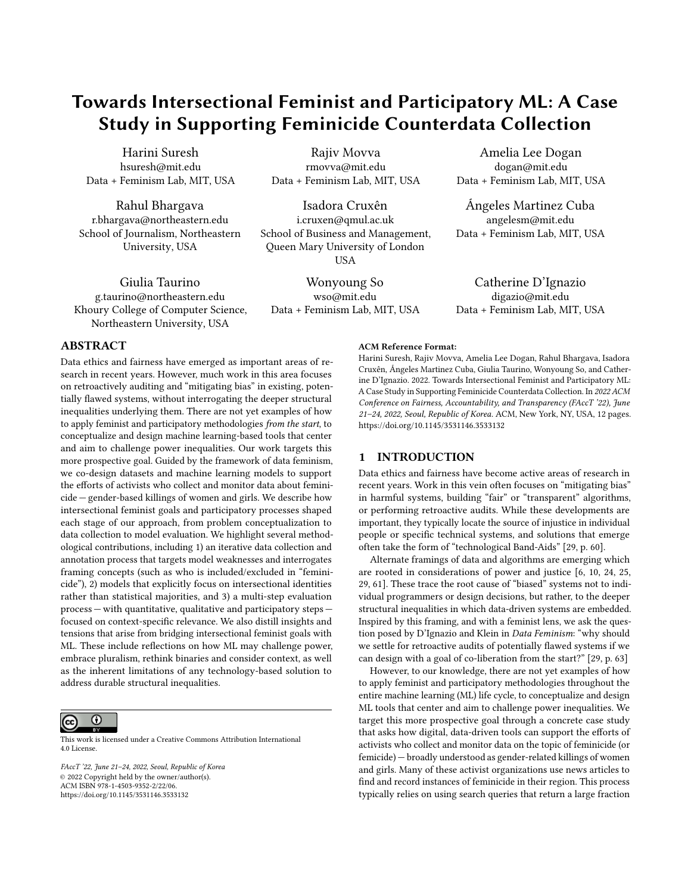# Towards Intersectional Feminist and Participatory ML: A Case Study in Supporting Feminicide Counterdata Collection

Harini Suresh
hsuresh@mit.edu
Data + Feminism Lab, MIT, USA

Rajiv Movva
rmovva@mit.edu
Data + Feminism Lab, MIT, USA

Amelia Lee Dogan
dogan@mit.edu
Data + Feminism Lab, MIT, USA

Rahul Bhargava
r.bhargava@northeastern.edu
School of Journalism, Northeastern University, USA

Isadora Cruxên
i.cruxen@qmul.ac.uk
School of Business and Management, Queen Mary University of London
USA

Ángeles Martinez Cuba
angelesm@mit.edu
Data + Feminism Lab, MIT, USA

Giulia Taurino
g.taurino@northeastern.edu
Khoury College of Computer Science, Northeastern University, USA

Wonyoung So
wso@mit.edu
Data + Feminism Lab, MIT, USA

Catherine D'Ignazio
digazio@mit.edu
Data + Feminism Lab, MIT, USA

## ABSTRACT

Data ethics and fairness have emerged as important areas of research in recent years. However, much work in this area focuses on retroactively auditing and "mitigating bias" in existing, potentially flawed systems, without interrogating the deeper structural inequalities underlying them. There are not yet examples of how to apply feminist and participatory methodologies *from the start*, to conceptualize and design machine learning-based tools that center and aim to challenge power inequalities. Our work targets this more prospective goal. Guided by the framework of data feminism, we co-design datasets and machine learning models to support the efforts of activists who collect and monitor data about feminicide — gender-based killings of women and girls. We describe how intersectional feminist goals and participatory processes shaped each stage of our approach, from problem conceptualization to data collection to model evaluation. We highlight several methodological contributions, including 1) an iterative data collection and annotation process that targets model weaknesses and interrogates framing concepts (such as who is included/excluded in "feminicide"), 2) models that explicitly focus on intersectional identities rather than statistical majorities, and 3) a multi-step evaluation process — with quantitative, qualitative and participatory steps — focused on context-specific relevance. We also distill insights and tensions that arise from bridging intersectional feminist goals with ML. These include reflections on how ML may challenge power, embrace pluralism, rethink binaries and consider context, as well as the inherent limitations of any technology-based solution to address durable structural inequalities.

This work is licensed under a Creative Commons Attribution International 4.0 License.

*FAccT '22, June 21–24, 2022, Seoul, Republic of Korea*
© 2022 Copyright held by the owner/author(s).
ACM ISBN 978-1-4503-9352-2/22/06.
https://doi.org/10.1145/3531146.3533132

**ACM Reference Format:**
Harini Suresh, Rajiv Movva, Amelia Lee Dogan, Rahul Bhargava, Isadora Cruxên, Ángeles Martinez Cuba, Giulia Taurino, Wonyoung So, and Catherine D'Ignazio. 2022. Towards Intersectional Feminist and Participatory ML: A Case Study in Supporting Feminicide Counterdata Collection. In *2022 ACM Conference on Fairness, Accountability, and Transparency (FAccT '22), June 21–24, 2022, Seoul, Republic of Korea.* ACM, New York, NY, USA, 12 pages. https://doi.org/10.1145/3531146.3533132

## 1 INTRODUCTION

Data ethics and fairness have become active areas of research in recent years. Work in this vein often focuses on "mitigating bias" in harmful systems, building "fair" or "transparent" algorithms, or performing retroactive audits. While these developments are important, they typically locate the source of injustice in individual people or specific technical systems, and solutions that emerge often take the form of "technological Band-Aids" [29, p. 60].

Alternate framings of data and algorithms are emerging which are rooted in considerations of power and justice [6, 10, 24, 25, 29, 61]. These trace the root cause of "biased" systems not to individual programmers or design decisions, but rather, to the deeper structural inequalities in which data-driven systems are embedded. Inspired by this framing, and with a feminist lens, we ask the question posed by D'Ignazio and Klein in *Data Feminism*: "why should we settle for retroactive audits of potentially flawed systems if we can design with a goal of co-liberation from the start?" [29, p. 63]

However, to our knowledge, there are not yet examples of how to apply feminist and participatory methodologies throughout the entire machine learning (ML) life cycle, to conceptualize and design ML tools that center and aim to challenge power inequalities. We target this more prospective goal through a concrete case study that asks how digital, data-driven tools can support the efforts of activists who collect and monitor data on the topic of feminicide (or femicide) — broadly understood as gender-related killings of women and girls. Many of these activist organizations use news articles to find and record instances of feminicide in their region. This process typically relies on using search queries that return a large fraction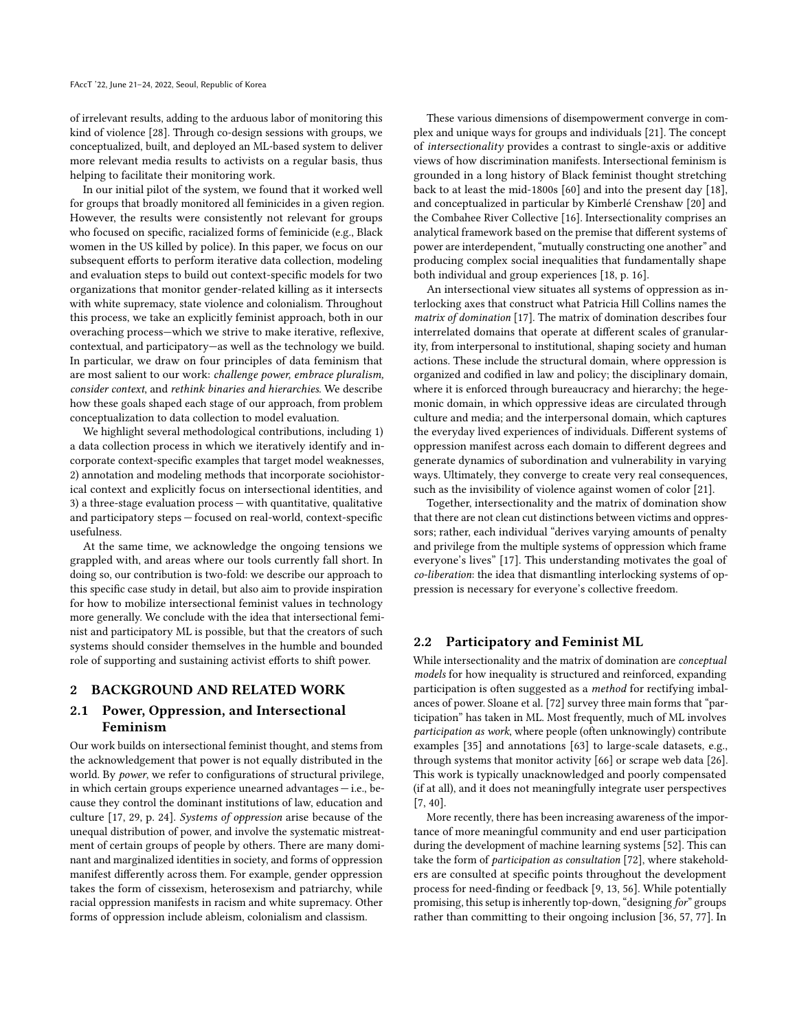of irrelevant results, adding to the arduous labor of monitoring this kind of violence [28]. Through co-design sessions with groups, we conceptualized, built, and deployed an ML-based system to deliver more relevant media results to activists on a regular basis, thus helping to facilitate their monitoring work.

In our initial pilot of the system, we found that it worked well for groups that broadly monitored all feminicides in a given region. However, the results were consistently not relevant for groups who focused on specific, racialized forms of feminicide (e.g., Black women in the US killed by police). In this paper, we focus on our subsequent efforts to perform iterative data collection, modeling and evaluation steps to build out context-specific models for two organizations that monitor gender-related killing as it intersects with white supremacy, state violence and colonialism. Throughout this process, we take an explicitly feminist approach, both in our overaching process—which we strive to make iterative, reflexive, contextual, and participatory—as well as the technology we build. In particular, we draw on four principles of data feminism that are most salient to our work: *challenge power, embrace pluralism, consider context*, and *rethink binaries and hierarchies*. We describe how these goals shaped each stage of our approach, from problem conceptualization to data collection to model evaluation.

We highlight several methodological contributions, including 1) a data collection process in which we iteratively identify and incorporate context-specific examples that target model weaknesses, 2) annotation and modeling methods that incorporate sociohistorical context and explicitly focus on intersectional identities, and 3) a three-stage evaluation process — with quantitative, qualitative and participatory steps — focused on real-world, context-specific usefulness.

At the same time, we acknowledge the ongoing tensions we grappled with, and areas where our tools currently fall short. In doing so, our contribution is two-fold: we describe our approach to this specific case study in detail, but also aim to provide inspiration for how to mobilize intersectional feminist values in technology more generally. We conclude with the idea that intersectional feminist and participatory ML is possible, but that the creators of such systems should consider themselves in the humble and bounded role of supporting and sustaining activist efforts to shift power.

## 2 BACKGROUND AND RELATED WORK

### 2.1 Power, Oppression, and Intersectional Feminism

Our work builds on intersectional feminist thought, and stems from the acknowledgement that power is not equally distributed in the world. By *power*, we refer to configurations of structural privilege, in which certain groups experience unearned advantages — i.e., because they control the dominant institutions of law, education and culture [17, 29, p. 24]. *Systems of oppression* arise because of the unequal distribution of power, and involve the systematic mistreatment of certain groups of people by others. There are many dominant and marginalized identities in society, and forms of oppression manifest differently across them. For example, gender oppression takes the form of cissexism, heterosexism and patriarchy, while racial oppression manifests in racism and white supremacy. Other forms of oppression include ableism, colonialism and classism.

These various dimensions of disempowerment converge in complex and unique ways for groups and individuals [21]. The concept of *intersectionality* provides a contrast to single-axis or additive views of how discrimination manifests. Intersectional feminism is grounded in a long history of Black feminist thought stretching back to at least the mid-1800s [60] and into the present day [18], and conceptualized in particular by Kimberlé Crenshaw [20] and the Combahee River Collective [16]. Intersectionality comprises an analytical framework based on the premise that different systems of power are interdependent, "mutually constructing one another" and producing complex social inequalities that fundamentally shape both individual and group experiences [18, p. 16].

An intersectional view situates all systems of oppression as interlocking axes that construct what Patricia Hill Collins names the *matrix of domination* [17]. The matrix of domination describes four interrelated domains that operate at different scales of granularity, from interpersonal to institutional, shaping society and human actions. These include the structural domain, where oppression is organized and codified in law and policy; the disciplinary domain, where it is enforced through bureaucracy and hierarchy; the hegemonic domain, in which oppressive ideas are circulated through culture and media; and the interpersonal domain, which captures the everyday lived experiences of individuals. Different systems of oppression manifest across each domain to different degrees and generate dynamics of subordination and vulnerability in varying ways. Ultimately, they converge to create very real consequences, such as the invisibility of violence against women of color [21].

Together, intersectionality and the matrix of domination show that there are not clean cut distinctions between victims and oppressors; rather, each individual "derives varying amounts of penalty and privilege from the multiple systems of oppression which frame everyone's lives" [17]. This understanding motivates the goal of *co-liberation*: the idea that dismantling interlocking systems of oppression is necessary for everyone's collective freedom.

### 2.2 Participatory and Feminist ML

While intersectionality and the matrix of domination are *conceptual models* for how inequality is structured and reinforced, expanding participation is often suggested as a *method* for rectifying imbalances of power. Sloane et al. [72] survey three main forms that "participation" has taken in ML. Most frequently, much of ML involves *participation as work*, where people (often unknowingly) contribute examples [35] and annotations [63] to large-scale datasets, e.g., through systems that monitor activity [66] or scrape web data [26]. This work is typically unacknowledged and poorly compensated (if at all), and it does not meaningfully integrate user perspectives [7, 40].

More recently, there has been increasing awareness of the importance of more meaningful community and end user participation during the development of machine learning systems [52]. This can take the form of *participation as consultation* [72], where stakeholders are consulted at specific points throughout the development process for need-finding or feedback [9, 13, 56]. While potentially promising, this setup is inherently top-down, "designing *for*" groups rather than committing to their ongoing inclusion [36, 57, 77]. In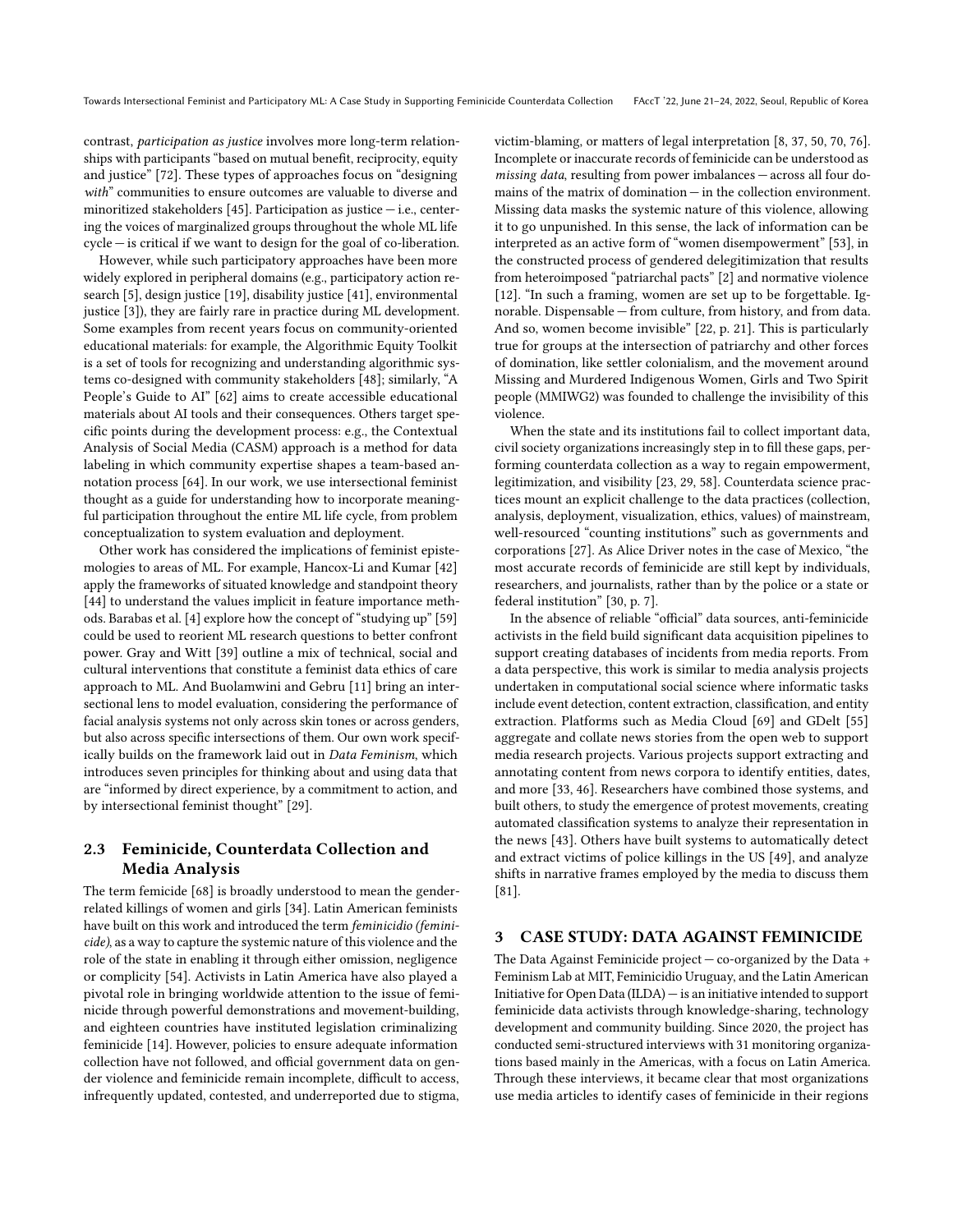contrast, *participation as justice* involves more long-term relationships with participants "based on mutual benefit, reciprocity, equity and justice" [72]. These types of approaches focus on "designing *with*" communities to ensure outcomes are valuable to diverse and minoritized stakeholders [45]. Participation as justice — i.e., centering the voices of marginalized groups throughout the whole ML life cycle — is critical if we want to design for the goal of co-liberation.

However, while such participatory approaches have been more widely explored in peripheral domains (e.g., participatory action research [5], design justice [19], disability justice [41], environmental justice [3]), they are fairly rare in practice during ML development. Some examples from recent years focus on community-oriented educational materials: for example, the Algorithmic Equity Toolkit is a set of tools for recognizing and understanding algorithmic systems co-designed with community stakeholders [48]; similarly, "A People's Guide to AI" [62] aims to create accessible educational materials about AI tools and their consequences. Others target specific points during the development process: e.g., the Contextual Analysis of Social Media (CASM) approach is a method for data labeling in which community expertise shapes a team-based annotation process [64]. In our work, we use intersectional feminist thought as a guide for understanding how to incorporate meaningful participation throughout the entire ML life cycle, from problem conceptualization to system evaluation and deployment.

Other work has considered the implications of feminist epistemologies to areas of ML. For example, Hancox-Li and Kumar [42] apply the frameworks of situated knowledge and standpoint theory [44] to understand the values implicit in feature importance methods. Barabas et al. [4] explore how the concept of "studying up" [59] could be used to reorient ML research questions to better confront power. Gray and Witt [39] outline a mix of technical, social and cultural interventions that constitute a feminist data ethics of care approach to ML. And Buolamwini and Gebru [11] bring an intersectional lens to model evaluation, considering the performance of facial analysis systems not only across skin tones or across genders, but also across specific intersections of them. Our own work specifically builds on the framework laid out in *Data Feminism*, which introduces seven principles for thinking about and using data that are "informed by direct experience, by a commitment to action, and by intersectional feminist thought" [29].

### 2.3 Feminicide, Counterdata Collection and Media Analysis

The term femicide [68] is broadly understood to mean the gender-related killings of women and girls [34]. Latin American feminists have built on this work and introduced the term *feminicide (feminicidio)*, as a way to capture the systemic nature of this violence and the role of the state in enabling it through either omission, negligence or complicity [54]. Activists in Latin America have also played a pivotal role in bringing worldwide attention to the issue of feminicide through powerful demonstrations and movement-building, and eighteen countries have instituted legislation criminalizing feminicide [14]. However, policies to ensure adequate information collection have not followed, and official government data on gender violence and feminicide remain incomplete, difficult to access, infrequently updated, contested, and underreported due to stigma, victim-blaming, or matters of legal interpretation [8, 37, 50, 70, 76]. Incomplete or inaccurate records of feminicide can be understood as *missing data*, resulting from power imbalances — across all four domains of the matrix of domination — in the collection environment. Missing data masks the systemic nature of this violence, allowing it to go unpunished. In this sense, the lack of information can be interpreted as an active form of "women disempowerment" [53], in the constructed process of gendered delegitimization that results from heteroimposed "patriarchal pacts" [2] and normative violence [12]. "In such a framing, women are set up to be forgettable. Ignorable. Dispensable — from culture, from history, and from data. And so, women become invisible" [22, p. 21]. This is particularly true for groups at the intersection of patriarchy and other forces of domination, like settler colonialism, and the movement around Missing and Murdered Indigenous Women, Girls and Two Spirit people (MMIWG2) was founded to challenge the invisibility of this violence.

When the state and its institutions fail to collect important data, civil society organizations increasingly step in to fill these gaps, performing counterdata collection as a way to regain empowerment, legitimization, and visibility [23, 29, 58]. Counterdata science practices mount an explicit challenge to the data practices (collection, analysis, deployment, visualization, ethics, values) of mainstream, well-resourced "counting institutions" such as governments and corporations [27]. As Alice Driver notes in the case of Mexico, "the most accurate records of feminicide are still kept by individuals, researchers, and journalists, rather than by the police or a state or federal institution" [30, p. 7].

In the absence of reliable "official" data sources, anti-feminicide activists in the field build significant data acquisition pipelines to support creating databases of incidents from media reports. From a data perspective, this work is similar to media analysis projects undertaken in computational social science where informatic tasks include event detection, content extraction, classification, and entity extraction. Platforms such as Media Cloud [69] and GDelt [55] aggregate and collate news stories from the open web to support media research projects. Various projects support extracting and annotating content from news corpora to identify entities, dates, and more [33, 46]. Researchers have combined those systems, and built others, to study the emergence of protest movements, creating automated classification systems to analyze their representation in the news [43]. Others have built systems to automatically detect and extract victims of police killings in the US [49], and analyze shifts in narrative frames employed by the media to discuss them [81].

## 3 CASE STUDY: DATA AGAINST FEMINICIDE

The Data Against Feminicide project — co-organized by the Data + Feminism Lab at MIT, Feminicidio Uruguay, and the Latin American Initiative for Open Data (ILDA) — is an initiative intended to support feminicide data activists through knowledge-sharing, technology development and community building. Since 2020, the project has conducted semi-structured interviews with 31 monitoring organizations based mainly in the Americas, with a focus on Latin America. Through these interviews, it became clear that most organizations use media articles to identify cases of feminicide in their regions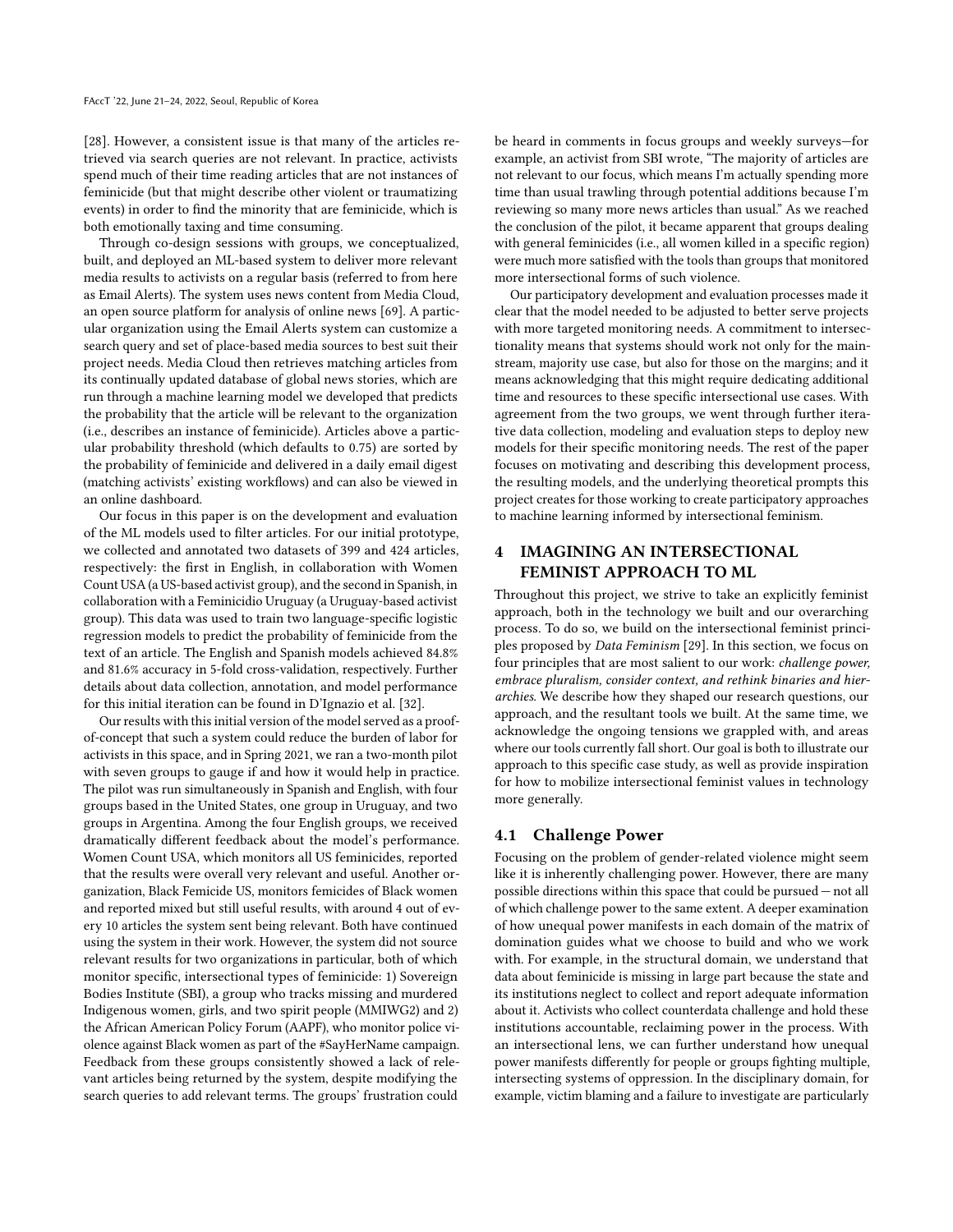[28]. However, a consistent issue is that many of the articles retrieved via search queries are not relevant. In practice, activists spend much of their time reading articles that are not instances of feminicide (but that might describe other violent or traumatizing events) in order to find the minority that are feminicide, which is both emotionally taxing and time consuming.

Through co-design sessions with groups, we conceptualized, built, and deployed an ML-based system to deliver more relevant media results to activists on a regular basis (referred to from here as Email Alerts). The system uses news content from Media Cloud, an open source platform for analysis of online news [69]. A particular organization using the Email Alerts system can customize a search query and set of place-based media sources to best suit their project needs. Media Cloud then retrieves matching articles from its continually updated database of global news stories, which are run through a machine learning model we developed that predicts the probability that the article will be relevant to the organization (i.e., describes an instance of feminicide). Articles above a particular probability threshold (which defaults to 0.75) are sorted by the probability of feminicide and delivered in a daily email digest (matching activists' existing workflows) and can also be viewed in an online dashboard.

Our focus in this paper is on the development and evaluation of the ML models used to filter articles. For our initial prototype, we collected and annotated two datasets of 399 and 424 articles, respectively: the first in English, in collaboration with Women Count USA (a US-based activist group), and the second in Spanish, in collaboration with a Feminicidio Uruguay (a Uruguay-based activist group). This data was used to train two language-specific logistic regression models to predict the probability of feminicide from the text of an article. The English and Spanish models achieved 84.8% and 81.6% accuracy in 5-fold cross-validation, respectively. Further details about data collection, annotation, and model performance for this initial iteration can be found in D'Ignazio et al. [32].

Our results with this initial version of the model served as a proof-of-concept that such a system could reduce the burden of labor for activists in this space, and in Spring 2021, we ran a two-month pilot with seven groups to gauge if and how it would help in practice. The pilot was run simultaneously in Spanish and English, with four groups based in the United States, one group in Uruguay, and two groups in Argentina. Among the four English groups, we received dramatically different feedback about the model's performance. Women Count USA, which monitors all US feminicides, reported that the results were overall very relevant and useful. Another organization, Black Femicide US, monitors femicides of Black women and reported mixed but still useful results, with around 4 out of every 10 articles the system sent being relevant. Both have continued using the system in their work. However, the system did not source relevant results for two organizations in particular, both of which monitor specific, intersectional types of feminicide: 1) Sovereign Bodies Institute (SBI), a group who tracks missing and murdered Indigenous women, girls, and two spirit people (MMIWG2) and 2) the African American Policy Forum (AAPF), who monitor police violence against Black women as part of the #SayHerName campaign. Feedback from these groups consistently showed a lack of relevant articles being returned by the system, despite modifying the search queries to add relevant terms. The groups' frustration could be heard in comments in focus groups and weekly surveys—for example, an activist from SBI wrote, "The majority of articles are not relevant to our focus, which means I'm actually spending more time than usual trawling through potential additions because I'm reviewing so many more news articles than usual." As we reached the conclusion of the pilot, it became apparent that groups dealing with general feminicides (i.e., all women killed in a specific region) were much more satisfied with the tools than groups that monitored more intersectional forms of such violence.

Our participatory development and evaluation processes made it clear that the model needed to be adjusted to better serve projects with more targeted monitoring needs. A commitment to intersectionality means that systems should work not only for the mainstream, majority use case, but also for those on the margins; and it means acknowledging that this might require dedicating additional time and resources to these specific intersectional use cases. With agreement from the two groups, we went through further iterative data collection, modeling and evaluation steps to deploy new models for their specific monitoring needs. The rest of the paper focuses on motivating and describing this development process, the resulting models, and the underlying theoretical prompts this project creates for those working to create participatory approaches to machine learning informed by intersectional feminism.

## 4 IMAGINING AN INTERSECTIONAL FEMINIST APPROACH TO ML

Throughout this project, we strive to take an explicitly feminist approach, both in the technology we built and our overarching process. To do so, we build on the intersectional feminist principles proposed by *Data Feminism* [29]. In this section, we focus on four principles that are most salient to our work: *challenge power, embrace pluralism, consider context, and rethink binaries and hierarchies*. We describe how they shaped our research questions, our approach, and the resultant tools we built. At the same time, we acknowledge the ongoing tensions we grappled with, and areas where our tools currently fall short. Our goal is both to illustrate our approach to this specific case study, as well as provide inspiration for how to mobilize intersectional feminist values in technology more generally.

### 4.1 Challenge Power

Focusing on the problem of gender-related violence might seem like it is inherently challenging power. However, there are many possible directions within this space that could be pursued — not all of which challenge power to the same extent. A deeper examination of how unequal power manifests in each domain of the matrix of domination guides what we choose to build and who we work with. For example, in the structural domain, we understand that data about feminicide is missing in large part because the state and its institutions neglect to collect and report adequate information about it. Activists who collect counterdata challenge and hold these institutions accountable, reclaiming power in the process. With an intersectional lens, we can further understand how unequal power manifests differently for people or groups fighting multiple, intersecting systems of oppression. In the disciplinary domain, for example, victim blaming and a failure to investigate are particularly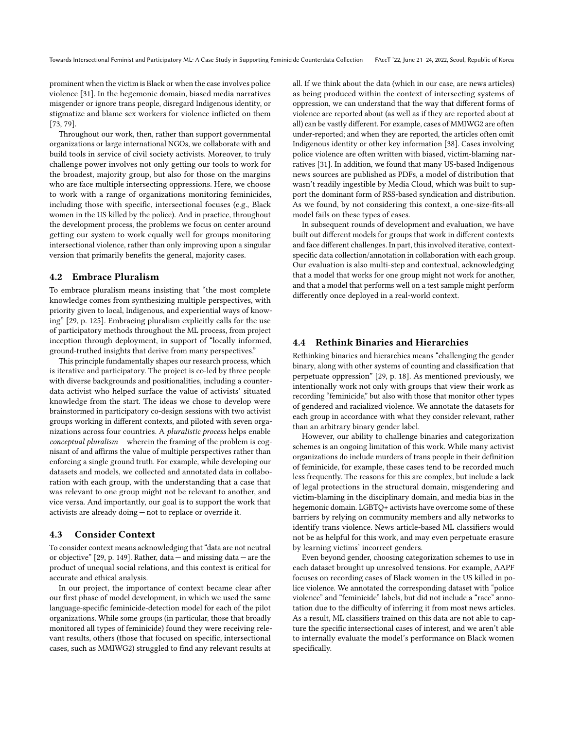prominent when the victim is Black or when the case involves police violence [31]. In the hegemonic domain, biased media narratives misgender or ignore trans people, disregard Indigenous identity, or stigmatize and blame sex workers for violence inflicted on them [73, 79].

Throughout our work, then, rather than support governmental organizations or large international NGOs, we collaborate with and build tools in service of civil society activists. Moreover, to truly challenge power involves not only getting our tools to work for the broadest, majority group, but also for those on the margins who are face multiple intersecting oppressions. Here, we choose to work with a range of organizations monitoring feminicides, including those with specific, intersectional focuses (e.g., Black women in the US killed by the police). And in practice, throughout the development process, the problems we focus on center around getting our system to work equally well for groups monitoring intersectional violence, rather than only improving upon a singular version that primarily benefits the general, majority cases.

### 4.2 Embrace Pluralism

To embrace pluralism means insisting that "the most complete knowledge comes from synthesizing multiple perspectives, with priority given to local, Indigenous, and experiential ways of knowing" [29, p. 125]. Embracing pluralism explicitly calls for the use of participatory methods throughout the ML process, from project inception through deployment, in support of "locally informed, ground-truthed insights that derive from many perspectives."

This principle fundamentally shapes our research process, which is iterative and participatory. The project is co-led by three people with diverse backgrounds and positionalities, including a counterdata activist who helped surface the value of activists' situated knowledge from the start. The ideas we chose to develop were brainstormed in participatory co-design sessions with two activist groups working in different contexts, and piloted with seven organizations across four countries. A *pluralistic process* helps enable *conceptual pluralism* — wherein the framing of the problem is cognisant of and affirms the value of multiple perspectives rather than enforcing a single ground truth. For example, while developing our datasets and models, we collected and annotated data in collaboration with each group, with the understanding that a case that was relevant to one group might not be relevant to another, and vice versa. And importantly, our goal is to support the work that activists are already doing — not to replace or override it.

### 4.3 Consider Context

To consider context means acknowledging that "data are not neutral or objective" [29, p. 149]. Rather, data — and missing data — are the product of unequal social relations, and this context is critical for accurate and ethical analysis.

In our project, the importance of context became clear after our first phase of model development, in which we used the same language-specific feminicide-detection model for each of the pilot organizations. While some groups (in particular, those that broadly monitored all types of feminicide) found they were receiving relevant results, others (those that focused on specific, intersectional cases, such as MMIWG2) struggled to find any relevant results at all. If we think about the data (which in our case, are news articles) as being produced within the context of intersecting systems of oppression, we can understand that the way that different forms of violence are reported about (as well as if they are reported about at all) can be vastly different. For example, cases of MMIWG2 are often under-reported; and when they are reported, the articles often omit Indigenous identity or other key information [38]. Cases involving police violence are often written with biased, victim-blaming narratives [31]. In addition, we found that many US-based Indigenous news sources are published as PDFs, a model of distribution that wasn't readily ingestible by Media Cloud, which was built to support the dominant form of RSS-based syndication and distribution. As we found, by not considering this context, a one-size-fits-all model fails on these types of cases.

In subsequent rounds of development and evaluation, we have built out different models for groups that work in different contexts and face different challenges. In part, this involved iterative, context-specific data collection/annotation in collaboration with each group. Our evaluation is also multi-step and contextual, acknowledging that a model that works for one group might not work for another, and that a model that performs well on a test sample might perform differently once deployed in a real-world context.

### 4.4 Rethink Binaries and Hierarchies

Rethinking binaries and hierarchies means "challenging the gender binary, along with other systems of counting and classification that perpetuate oppression" [29, p. 18]. As mentioned previously, we intentionally work not only with groups that view their work as recording "feminicide," but also with those that monitor other types of gendered and racialized violence. We annotate the datasets for each group in accordance with what they consider relevant, rather than an arbitrary binary gender label.

However, our ability to challenge binaries and categorization schemes is an ongoing limitation of this work. While many activist organizations do include murders of trans people in their definition of feminicide, for example, these cases tend to be recorded much less frequently. The reasons for this are complex, but include a lack of legal protections in the structural domain, misgendering and victim-blaming in the disciplinary domain, and media bias in the hegemonic domain. LGBTQ+ activists have overcome some of these barriers by relying on community members and ally networks to identify trans violence. News article-based ML classifiers would not be as helpful for this work, and may even perpetuate erasure by learning victims' incorrect genders.

Even beyond gender, choosing categorization schemes to use in each dataset brought up unresolved tensions. For example, AAPF focuses on recording cases of Black women in the US killed in police violence. We annotated the corresponding dataset with "police violence" and "feminicide" labels, but did not include a "race" annotation due to the difficulty of inferring it from most news articles. As a result, ML classifiers trained on this data are not able to capture the specific intersectional cases of interest, and we aren't able to internally evaluate the model's performance on Black women specifically.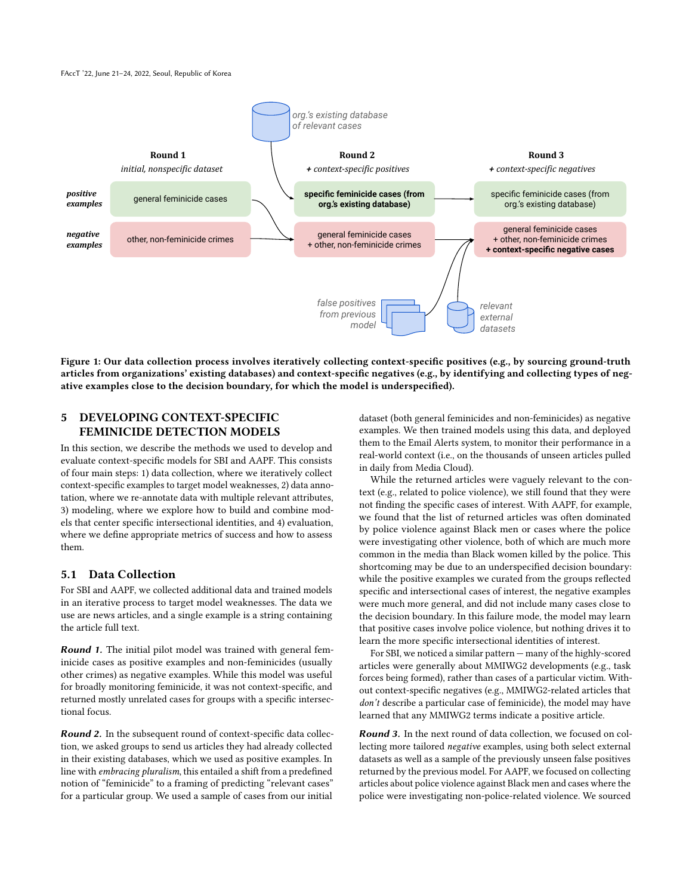Figure 1: Our data collection process involves iteratively collecting context-specific positives (e.g., by sourcing ground-truth articles from organizations' existing databases) and context-specific negatives (e.g., by identifying and collecting types of negative examples close to the decision boundary, for which the model is underspecified).

## 5 DEVELOPING CONTEXT-SPECIFIC FEMINICIDE DETECTION MODELS

In this section, we describe the methods we used to develop and evaluate context-specific models for SBI and AAPF. This consists of four main steps: 1) data collection, where we iteratively collect context-specific examples to target model weaknesses, 2) data annotation, where we re-annotate data with multiple relevant attributes, 3) modeling, where we explore how to build and combine models that center specific intersectional identities, and 4) evaluation, where we define appropriate metrics of success and how to assess them.

### 5.1 Data Collection

For SBI and AAPF, we collected additional data and trained models in an iterative process to target model weaknesses. The data we use are news articles, and a single example is a string containing the article full text.

***Round 1.*** The initial pilot model was trained with general feminicide cases as positive examples and non-feminicides (usually other crimes) as negative examples. While this model was useful for broadly monitoring feminicide, it was not context-specific, and returned mostly unrelated cases for groups with a specific intersectional focus.

***Round 2.*** In the subsequent round of context-specific data collection, we asked groups to send us articles they had already collected in their existing databases, which we used as positive examples. In line with *embracing pluralism*, this entailed a shift from a predefined notion of "feminicide" to a framing of predicting "relevant cases" for a particular group. We used a sample of cases from our initial dataset (both general feminicides and non-feminicides) as negative examples. We then trained models using this data, and deployed them to the Email Alerts system, to monitor their performance in a real-world context (i.e., on the thousands of unseen articles pulled in daily from Media Cloud).

While the returned articles were vaguely relevant to the context (e.g., related to police violence), we still found that they were not finding the specific cases of interest. With AAPF, for example, we found that the list of returned articles was often dominated by police violence against Black men or cases where the police were investigating other violence, both of which are much more common in the media than Black women killed by the police. This shortcoming may be due to an underspecified decision boundary: while the positive examples we curated from the groups reflected specific and intersectional cases of interest, the negative examples were much more general, and did not include many cases close to the decision boundary. In this failure mode, the model may learn that positive cases involve police violence, but nothing drives it to learn the more specific intersectional identities of interest.

For SBI, we noticed a similar pattern — many of the highly-scored articles were generally about MMIWG2 developments (e.g., task forces being formed), rather than cases of a particular victim. Without context-specific negatives (e.g., MMIWG2-related articles that *don't* describe a particular case of feminicide), the model may have learned that any MMIWG2 terms indicate a positive article.

***Round 3.*** In the next round of data collection, we focused on collecting more tailored *negative* examples, using both select external datasets as well as a sample of the previously unseen false positives returned by the previous model. For AAPF, we focused on collecting articles about police violence against Black men and cases where the police were investigating non-police-related violence. We sourced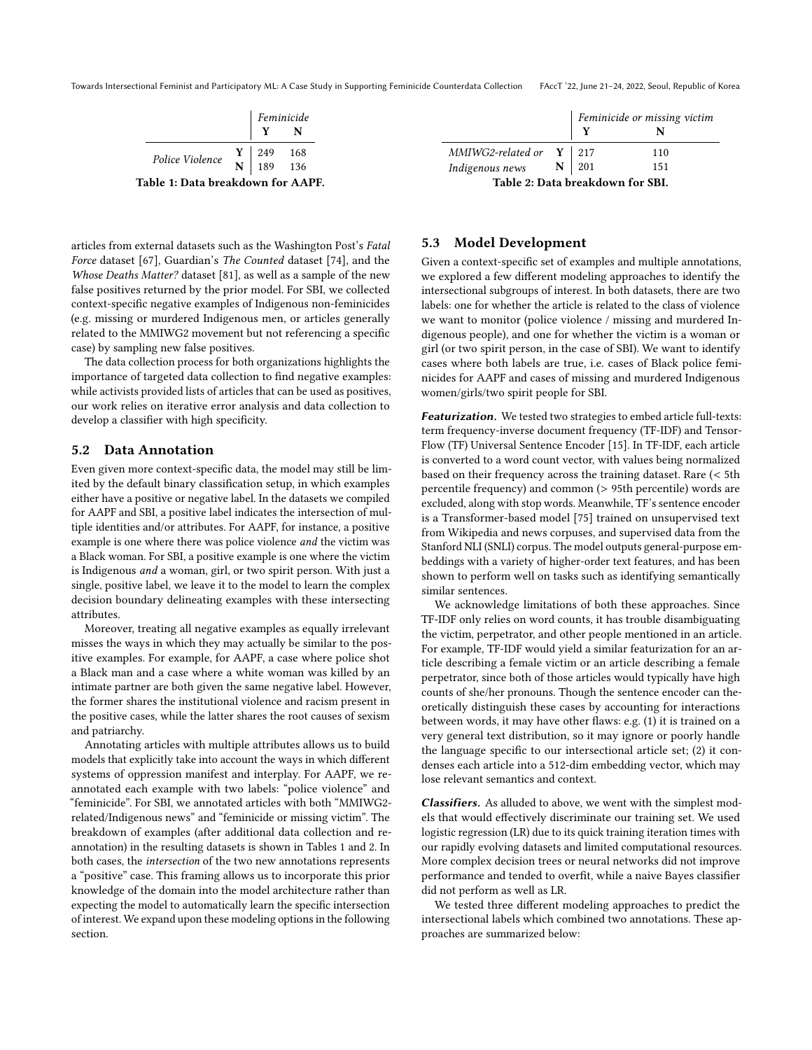|  |  | *Feminicide* |  |
|---|---|---|---|
|  |  | **Y** | **N** |
| *Police Violence* | **Y** | 249 | 168 |
|  | **N** | 189 | 136 |

**Table 1: Data breakdown for AAPF.**

|  |  | *Feminicide or missing victim* |  |
|---|---|---|---|
|  |  | **Y** | **N** |
| *MMIWG2-related or Indigenous news* | **Y** | 217 | 110 |
|  | **N** | 201 | 151 |

**Table 2: Data breakdown for SBI.**

articles from external datasets such as the Washington Post's *Fatal Force* dataset [67], Guardian's *The Counted* dataset [74], and the *Whose Deaths Matter?* dataset [81], as well as a sample of the new false positives returned by the prior model. For SBI, we collected context-specific negative examples of Indigenous non-feminicides (e.g. missing or murdered Indigenous men, or articles generally related to the MMIWG2 movement but not referencing a specific case) by sampling new false positives.

The data collection process for both organizations highlights the importance of targeted data collection to find negative examples: while activists provided lists of articles that can be used as positives, our work relies on iterative error analysis and data collection to develop a classifier with high specificity.

## 5.2 Data Annotation

Even given more context-specific data, the model may still be limited by the default binary classification setup, in which examples either have a positive or negative label. In the datasets we compiled for AAPF and SBI, a positive label indicates the intersection of multiple identities and/or attributes. For AAPF, for instance, a positive example is one where there was police violence *and* the victim was a Black woman. For SBI, a positive example is one where the victim is Indigenous *and* a woman, girl, or two spirit person. With just a single, positive label, we leave it to the model to learn the complex decision boundary delineating examples with these intersecting attributes.

Moreover, treating all negative examples as equally irrelevant misses the ways in which they may actually be similar to the positive examples. For example, for AAPF, a case where police shot a Black man and a case where a white woman was killed by an intimate partner are both given the same negative label. However, the former shares the institutional violence and racism present in the positive cases, while the latter shares the root causes of sexism and patriarchy.

Annotating articles with multiple attributes allows us to build models that explicitly take into account the ways in which different systems of oppression manifest and interplay. For AAPF, we re-annotated each example with two labels: "police violence" and "feminicide". For SBI, we annotated articles with both "MMIWG2-related/Indigenous news" and "feminicide or missing victim". The breakdown of examples (after additional data collection and re-annotation) in the resulting datasets is shown in Tables 1 and 2. In both cases, the *intersection* of the two new annotations represents a "positive" case. This framing allows us to incorporate this prior knowledge of the domain into the model architecture rather than expecting the model to automatically learn the specific intersection of interest. We expand upon these modeling options in the following section.

## 5.3 Model Development

Given a context-specific set of examples and multiple annotations, we explored a few different modeling approaches to identify the intersectional subgroups of interest. In both datasets, there are two labels: one for whether the article is related to the class of violence we want to monitor (police violence / missing and murdered Indigenous people), and one for whether the victim is a woman or girl (or two spirit person, in the case of SBI). We want to identify cases where both labels are true, i.e. cases of Black police feminicides for AAPF and cases of missing and murdered Indigenous women/girls/two spirit people for SBI.

***Featurization.*** We tested two strategies to embed article full-texts: term frequency-inverse document frequency (TF-IDF) and TensorFlow (TF) Universal Sentence Encoder [15]. In TF-IDF, each article is converted to a word count vector, with values being normalized based on their frequency across the training dataset. Rare (< 5th percentile frequency) and common (> 95th percentile) words are excluded, along with stop words. Meanwhile, TF's sentence encoder is a Transformer-based model [75] trained on unsupervised text from Wikipedia and news corpuses, and supervised data from the Stanford NLI (SNLI) corpus. The model outputs general-purpose embeddings with a variety of higher-order text features, and has been shown to perform well on tasks such as identifying semantically similar sentences.

We acknowledge limitations of both these approaches. Since TF-IDF only relies on word counts, it has trouble disambiguating the victim, perpetrator, and other people mentioned in an article. For example, TF-IDF would yield a similar featurization for an article describing a female victim or an article describing a female perpetrator, since both of those articles would typically have high counts of she/her pronouns. Though the sentence encoder can theoretically distinguish these cases by accounting for interactions between words, it may have other flaws: e.g. (1) it is trained on a very general text distribution, so it may ignore or poorly handle the language specific to our intersectional article set; (2) it condenses each article into a 512-dim embedding vector, which may lose relevant semantics and context.

***Classifiers.*** As alluded to above, we went with the simplest models that would effectively discriminate our training set. We used logistic regression (LR) due to its quick training iteration times with our rapidly evolving datasets and limited computational resources. More complex decision trees or neural networks did not improve performance and tended to overfit, while a naive Bayes classifier did not perform as well as LR.

We tested three different modeling approaches to predict the intersectional labels which combined two annotations. These approaches are summarized below: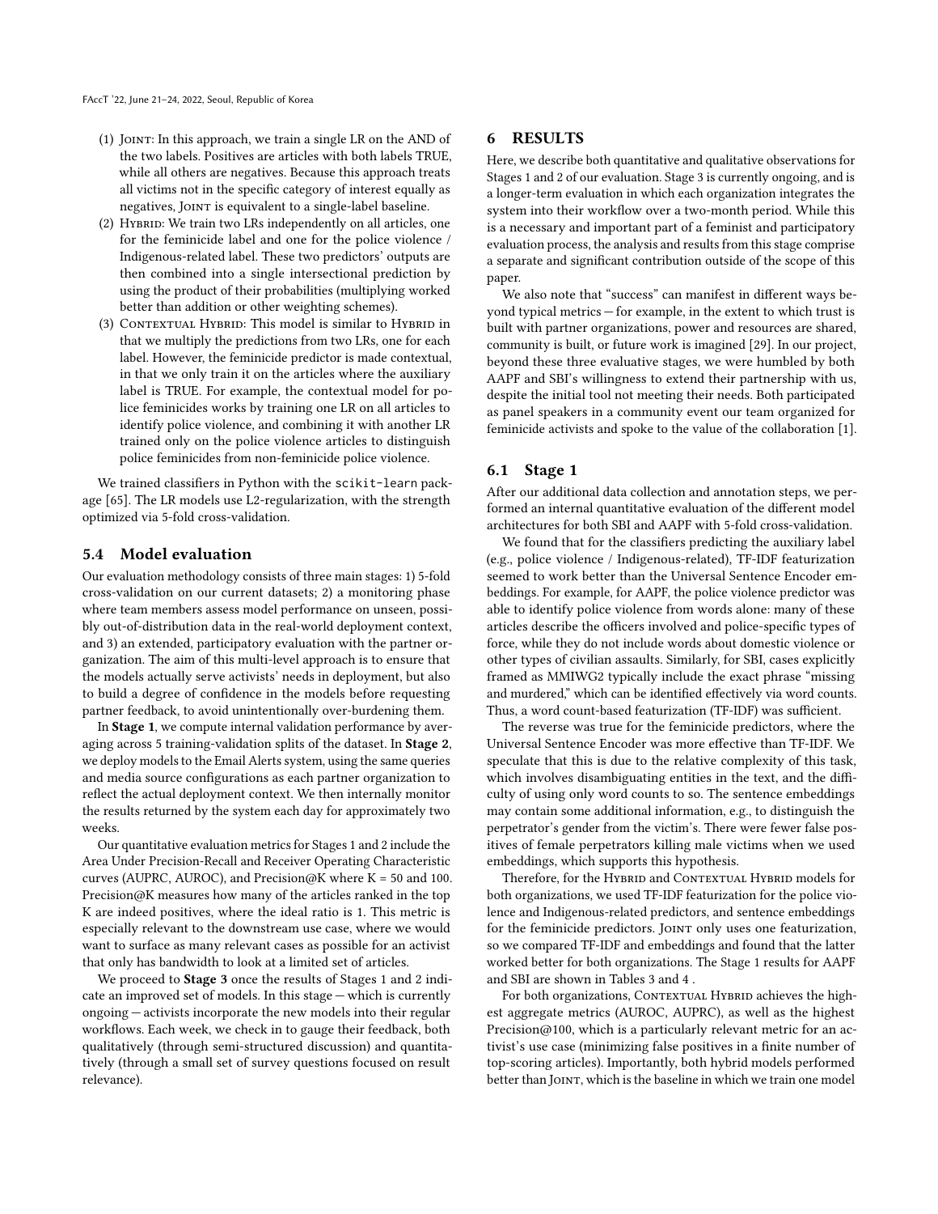(1) Joint: In this approach, we train a single LR on the AND of the two labels. Positives are articles with both labels TRUE, while all others are negatives. Because this approach treats all victims not in the specific category of interest equally as negatives, Joint is equivalent to a single-label baseline.
(2) Hybrid: We train two LRs independently on all articles, one for the feminicide label and one for the police violence / Indigenous-related label. These two predictors' outputs are then combined into a single intersectional prediction by using the product of their probabilities (multiplying worked better than addition or other weighting schemes).
(3) Contextual Hybrid: This model is similar to Hybrid in that we multiply the predictions from two LRs, one for each label. However, the feminicide predictor is made contextual, in that we only train it on the articles where the auxiliary label is TRUE. For example, the contextual model for police feminicides works by training one LR on all articles to identify police violence, and combining it with another LR trained only on the police violence articles to distinguish police feminicides from non-feminicide police violence.

We trained classifiers in Python with the `scikit-learn` package [65]. The LR models use L2-regularization, with the strength optimized via 5-fold cross-validation.

## 5.4 Model evaluation

Our evaluation methodology consists of three main stages: 1) 5-fold cross-validation on our current datasets; 2) a monitoring phase where team members assess model performance on unseen, possibly out-of-distribution data in the real-world deployment context, and 3) an extended, participatory evaluation with the partner organization. The aim of this multi-level approach is to ensure that the models actually serve activists' needs in deployment, but also to build a degree of confidence in the models before requesting partner feedback, to avoid unintentionally over-burdening them.

In **Stage 1**, we compute internal validation performance by averaging across 5 training-validation splits of the dataset. In **Stage 2**, we deploy models to the Email Alerts system, using the same queries and media source configurations as each partner organization to reflect the actual deployment context. We then internally monitor the results returned by the system each day for approximately two weeks.

Our quantitative evaluation metrics for Stages 1 and 2 include the Area Under Precision-Recall and Receiver Operating Characteristic curves (AUPRC, AUROC), and Precision@K where K = 50 and 100. Precision@K measures how many of the articles ranked in the top K are indeed positives, where the ideal ratio is 1. This metric is especially relevant to the downstream use case, where we would want to surface as many relevant cases as possible for an activist that only has bandwidth to look at a limited set of articles.

We proceed to **Stage 3** once the results of Stages 1 and 2 indicate an improved set of models. In this stage — which is currently ongoing — activists incorporate the new models into their regular workflows. Each week, we check in to gauge their feedback, both qualitatively (through semi-structured discussion) and quantitatively (through a small set of survey questions focused on result relevance).

# 6 RESULTS

Here, we describe both quantitative and qualitative observations for Stages 1 and 2 of our evaluation. Stage 3 is currently ongoing, and is a longer-term evaluation in which each organization integrates the system into their workflow over a two-month period. While this is a necessary and important part of a feminist and participatory evaluation process, the analysis and results from this stage comprise a separate and significant contribution outside of the scope of this paper.

We also note that "success" can manifest in different ways beyond typical metrics — for example, in the extent to which trust is built with partner organizations, power and resources are shared, community is built, or future work is imagined [29]. In our project, beyond these three evaluative stages, we were humbled by both AAPF and SBI's willingness to extend their partnership with us, despite the initial tool not meeting their needs. Both participated as panel speakers in a community event our team organized for feminicide activists and spoke to the value of the collaboration [1].

## 6.1 Stage 1

After our additional data collection and annotation steps, we performed an internal quantitative evaluation of the different model architectures for both SBI and AAPF with 5-fold cross-validation.

We found that for the classifiers predicting the auxiliary label (e.g., police violence / Indigenous-related), TF-IDF featurization seemed to work better than the Universal Sentence Encoder embeddings. For example, for AAPF, the police violence predictor was able to identify police violence from words alone: many of these articles describe the officers involved and police-specific types of force, while they do not include words about domestic violence or other types of civilian assaults. Similarly, for SBI, cases explicitly framed as MMIWG2 typically include the exact phrase "missing and murdered," which can be identified effectively via word counts. Thus, a word count-based featurization (TF-IDF) was sufficient.

The reverse was true for the feminicide predictors, where the Universal Sentence Encoder was more effective than TF-IDF. We speculate that this is due to the relative complexity of this task, which involves disambiguating entities in the text, and the difficulty of using only word counts to so. The sentence embeddings may contain some additional information, e.g., to distinguish the perpetrator's gender from the victim's. There were fewer false positives of female perpetrators killing male victims when we used embeddings, which supports this hypothesis.

Therefore, for the Hybrid and Contextual Hybrid models for both organizations, we used TF-IDF featurization for the police violence and Indigenous-related predictors, and sentence embeddings for the feminicide predictors. Joint only uses one featurization, so we compared TF-IDF and embeddings and found that the latter worked better for both organizations. The Stage 1 results for AAPF and SBI are shown in Tables 3 and 4 .

For both organizations, Contextual Hybrid achieves the highest aggregate metrics (AUROC, AUPRC), as well as the highest Precision@100, which is a particularly relevant metric for an activist's use case (minimizing false positives in a finite number of top-scoring articles). Importantly, both hybrid models performed better than Joint, which is the baseline in which we train one model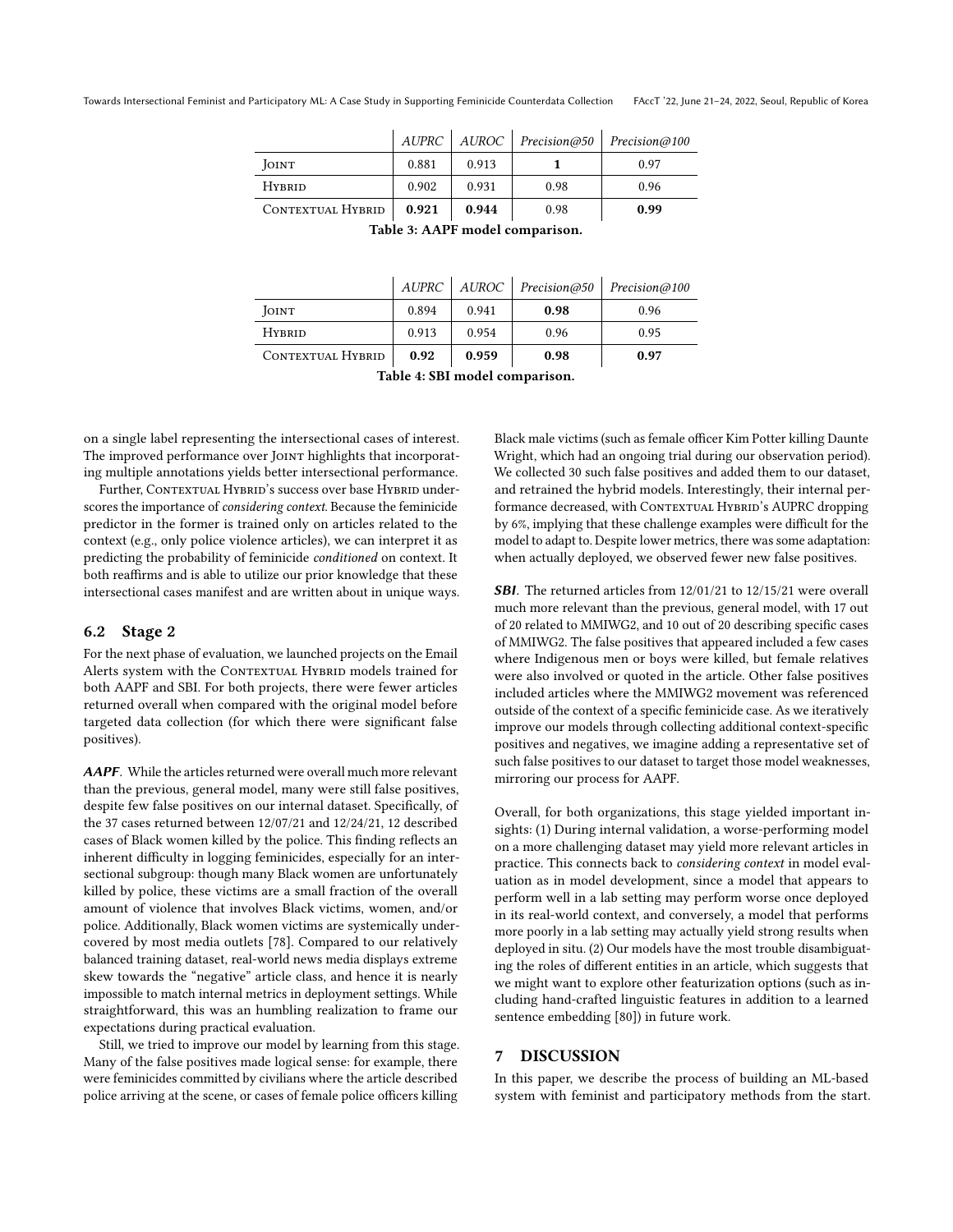|  | *AUPRC* | *AUROC* | *Precision@50* | *Precision@100* |
|---|---|---|---|---|
| Joint | 0.881 | 0.913 | **1** | 0.97 |
| Hybrid | 0.902 | 0.931 | 0.98 | 0.96 |
| Contextual Hybrid | **0.921** | **0.944** | 0.98 | **0.99** |

**Table 3: AAPF model comparison.**

|  | *AUPRC* | *AUROC* | *Precision@50* | *Precision@100* |
|---|---|---|---|---|
| Joint | 0.894 | 0.941 | **0.98** | 0.96 |
| Hybrid | 0.913 | 0.954 | 0.96 | 0.95 |
| Contextual Hybrid | **0.92** | **0.959** | **0.98** | **0.97** |

**Table 4: SBI model comparison.**

on a single label representing the intersectional cases of interest. The improved performance over Joint highlights that incorporating multiple annotations yields better intersectional performance.

Further, Contextual Hybrid's success over base Hybrid underscores the importance of *considering context*. Because the feminicide predictor in the former is trained only on articles related to the context (e.g., only police violence articles), we can interpret it as predicting the probability of feminicide *conditioned* on context. It both reaffirms and is able to utilize our prior knowledge that these intersectional cases manifest and are written about in unique ways.

### 6.2 Stage 2

For the next phase of evaluation, we launched projects on the Email Alerts system with the Contextual Hybrid models trained for both AAPF and SBI. For both projects, there were fewer articles returned overall when compared with the original model before targeted data collection (for which there were significant false positives).

***AAPF***. While the articles returned were overall much more relevant than the previous, general model, many were still false positives, despite few false positives on our internal dataset. Specifically, of the 37 cases returned between 12/07/21 and 12/24/21, 12 described cases of Black women killed by the police. This finding reflects an inherent difficulty in logging feminicides, especially for an intersectional subgroup: though many Black women are unfortunately killed by police, these victims are a small fraction of the overall amount of violence that involves Black victims, women, and/or police. Additionally, Black women victims are systemically undercovered by most media outlets [78]. Compared to our relatively balanced training dataset, real-world news media displays extreme skew towards the "negative" article class, and hence it is nearly impossible to match internal metrics in deployment settings. While straightforward, this was an humbling realization to frame our expectations during practical evaluation.

Still, we tried to improve our model by learning from this stage. Many of the false positives made logical sense: for example, there were feminicides committed by civilians where the article described police arriving at the scene, or cases of female police officers killing Black male victims (such as female officer Kim Potter killing Daunte Wright, which had an ongoing trial during our observation period). We collected 30 such false positives and added them to our dataset, and retrained the hybrid models. Interestingly, their internal performance decreased, with Contextual Hybrid's AUPRC dropping by 6%, implying that these challenge examples were difficult for the model to adapt to. Despite lower metrics, there was some adaptation: when actually deployed, we observed fewer new false positives.

***SBI***. The returned articles from 12/01/21 to 12/15/21 were overall much more relevant than the previous, general model, with 17 out of 20 related to MMIWG2, and 10 out of 20 describing specific cases of MMIWG2. The false positives that appeared included a few cases where Indigenous men or boys were killed, but female relatives were also involved or quoted in the article. Other false positives included articles where the MMIWG2 movement was referenced outside of the context of a specific feminicide case. As we iteratively improve our models through collecting additional context-specific positives and negatives, we imagine adding a representative set of such false positives to our dataset to target those model weaknesses, mirroring our process for AAPF.

Overall, for both organizations, this stage yielded important insights: (1) During internal validation, a worse-performing model on a more challenging dataset may yield more relevant articles in practice. This connects back to *considering context* in model evaluation as in model development, since a model that appears to perform well in a lab setting may perform worse once deployed in its real-world context, and conversely, a model that performs more poorly in a lab setting may actually yield strong results when deployed in situ. (2) Our models have the most trouble disambiguating the roles of different entities in an article, which suggests that we might want to explore other featurization options (such as including hand-crafted linguistic features in addition to a learned sentence embedding [80]) in future work.

## 7 DISCUSSION

In this paper, we describe the process of building an ML-based system with feminist and participatory methods from the start.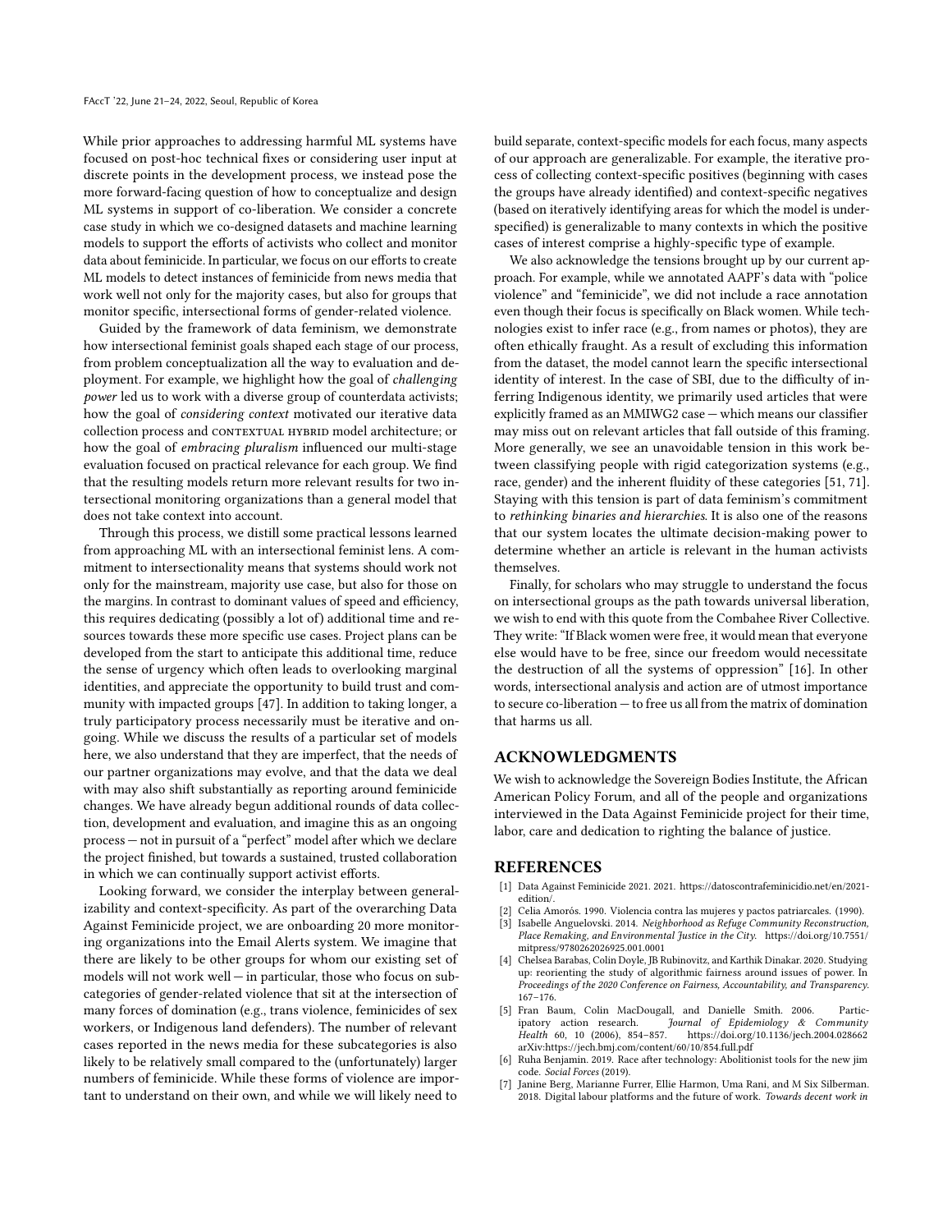While prior approaches to addressing harmful ML systems have focused on post-hoc technical fixes or considering user input at discrete points in the development process, we instead pose the more forward-facing question of how to conceptualize and design ML systems in support of co-liberation. We consider a concrete case study in which we co-designed datasets and machine learning models to support the efforts of activists who collect and monitor data about feminicide. In particular, we focus on our efforts to create ML models to detect instances of feminicide from news media that work well not only for the majority cases, but also for groups that monitor specific, intersectional forms of gender-related violence.

Guided by the framework of data feminism, we demonstrate how intersectional feminist goals shaped each stage of our process, from problem conceptualization all the way to evaluation and deployment. For example, we highlight how the goal of *challenging power* led us to work with a diverse group of counterdata activists; how the goal of *considering context* motivated our iterative data collection process and CONTEXTUAL HYBRID model architecture; or how the goal of *embracing pluralism* influenced our multi-stage evaluation focused on practical relevance for each group. We find that the resulting models return more relevant results for two intersectional monitoring organizations than a general model that does not take context into account.

Through this process, we distill some practical lessons learned from approaching ML with an intersectional feminist lens. A commitment to intersectionality means that systems should work not only for the mainstream, majority use case, but also for those on the margins. In contrast to dominant values of speed and efficiency, this requires dedicating (possibly a lot of) additional time and resources towards these more specific use cases. Project plans can be developed from the start to anticipate this additional time, reduce the sense of urgency which often leads to overlooking marginal identities, and appreciate the opportunity to build trust and community with impacted groups [47]. In addition to taking longer, a truly participatory process necessarily must be iterative and ongoing. While we discuss the results of a particular set of models here, we also understand that they are imperfect, that the needs of our partner organizations may evolve, and that the data we deal with may also shift substantially as reporting around feminicide changes. We have already begun additional rounds of data collection, development and evaluation, and imagine this as an ongoing process — not in pursuit of a "perfect" model after which we declare the project finished, but towards a sustained, trusted collaboration in which we can continually support activist efforts.

Looking forward, we consider the interplay between generalizability and context-specificity. As part of the overarching Data Against Feminicide project, we are onboarding 20 more monitoring organizations into the Email Alerts system. We imagine that there are likely to be other groups for whom our existing set of models will not work well — in particular, those who focus on subcategories of gender-related violence that sit at the intersection of many forces of domination (e.g., trans violence, feminicides of sex workers, or Indigenous land defenders). The number of relevant cases reported in the news media for these subcategories is also likely to be relatively small compared to the (unfortunately) larger numbers of feminicide. While these forms of violence are important to understand on their own, and while we will likely need to build separate, context-specific models for each focus, many aspects of our approach are generalizable. For example, the iterative process of collecting context-specific positives (beginning with cases the groups have already identified) and context-specific negatives (based on iteratively identifying areas for which the model is underspecified) is generalizable to many contexts in which the positive cases of interest comprise a highly-specific type of example.

We also acknowledge the tensions brought up by our current approach. For example, while we annotated AAPF's data with "police violence" and "feminicide", we did not include a race annotation even though their focus is specifically on Black women. While technologies exist to infer race (e.g., from names or photos), they are often ethically fraught. As a result of excluding this information from the dataset, the model cannot learn the specific intersectional identity of interest. In the case of SBI, due to the difficulty of inferring Indigenous identity, we primarily used articles that were explicitly framed as an MMIWG2 case — which means our classifier may miss out on relevant articles that fall outside of this framing. More generally, we see an unavoidable tension in this work between classifying people with rigid categorization systems (e.g., race, gender) and the inherent fluidity of these categories [51, 71]. Staying with this tension is part of data feminism's commitment to *rethinking binaries and hierarchies*. It is also one of the reasons that our system locates the ultimate decision-making power to determine whether an article is relevant in the human activists themselves.

Finally, for scholars who may struggle to understand the focus on intersectional groups as the path towards universal liberation, we wish to end with this quote from the Combahee River Collective. They write: "If Black women were free, it would mean that everyone else would have to be free, since our freedom would necessitate the destruction of all the systems of oppression" [16]. In other words, intersectional analysis and action are of utmost importance to secure co-liberation — to free us all from the matrix of domination that harms us all.

## ACKNOWLEDGMENTS

We wish to acknowledge the Sovereign Bodies Institute, the African American Policy Forum, and all of the people and organizations interviewed in the Data Against Feminicide project for their time, labor, care and dedication to righting the balance of justice.

## REFERENCES

- [1] Data Against Feminicide 2021. 2021. https://datoscontrafeminicidio.net/en/2021-edition/.
- [2] Celia Amorós. 1990. Violencia contra las mujeres y pactos patriarcales. (1990).
- [3] Isabelle Anguelovski. 2014. *Neighborhood as Refuge Community Reconstruction, Place Remaking, and Environmental Justice in the City*. https://doi.org/10.7551/mitpress/9780262026925.001.0001
- [4] Chelsea Barabas, Colin Doyle, JB Rubinovitz, and Karthik Dinakar. 2020. Studying up: reorienting the study of algorithmic fairness around issues of power. In *Proceedings of the 2020 Conference on Fairness, Accountability, and Transparency*. 167–176.
- [5] Fran Baum, Colin MacDougall, and Danielle Smith. 2006. Participatory action research. *Journal of Epidemiology & Community Health* 60, 10 (2006), 854–857. https://doi.org/10.1136/jech.2004.028662 arXiv:https://jech.bmj.com/content/60/10/854.full.pdf
- [6] Ruha Benjamin. 2019. Race after technology: Abolitionist tools for the new jim code. *Social Forces* (2019).
- [7] Janine Berg, Marianne Furrer, Ellie Harmon, Uma Rani, and M Six Silberman. 2018. Digital labour platforms and the future of work. *Towards decent work in*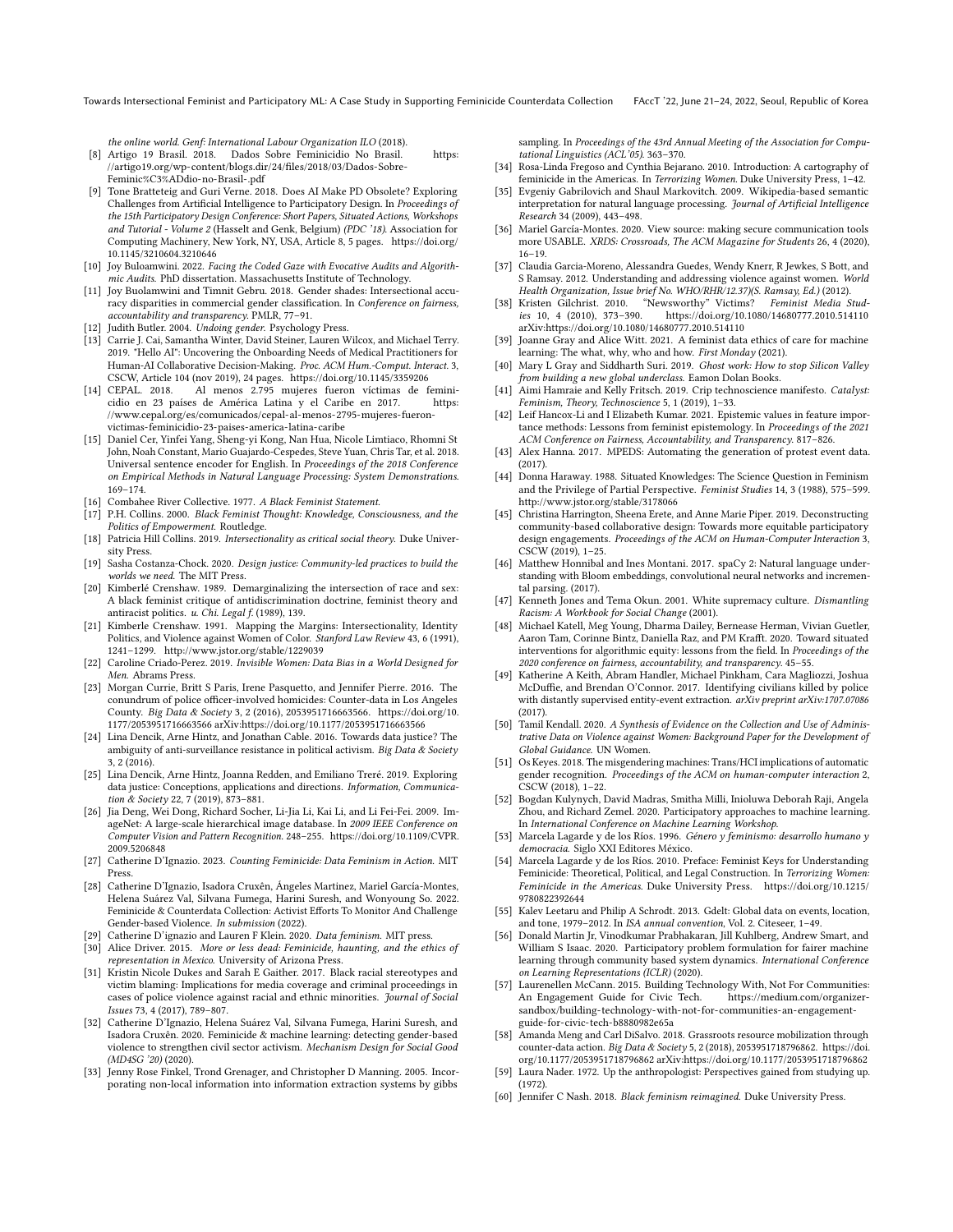the online world. *Genf: International Labour Organization ILO* (2018).

[8] Artigo 19 Brasil. 2018. Dados Sobre Feminicidio No Brasil. https://artigo19.org/wp-content/blogs.dir/24/files/2018/03/Dados-Sobre-Feminic%C3%ADdio-no-Brasil-.pdf

[9] Tone Bratteteig and Guri Verne. 2018. Does AI Make PD Obsolete? Exploring Challenges from Artificial Intelligence to Participatory Design. In *Proceedings of the 15th Participatory Design Conference: Short Papers, Situated Actions, Workshops and Tutorial - Volume 2* (Hasselt and Genk, Belgium) *(PDC '18)*. Association for Computing Machinery, New York, NY, USA, Article 8, 5 pages. https://doi.org/10.1145/3210604.3210646

[10] Joy Buloamwini. 2022. *Facing the Coded Gaze with Evocative Audits and Algorithmic Audits.* PhD dissertation. Massachusetts Institute of Technology.

[11] Joy Buolamwini and Timnit Gebru. 2018. Gender shades: Intersectional accuracy disparities in commercial gender classification. In *Conference on fairness, accountability and transparency*. PMLR, 77–91.

[12] Judith Butler. 2004. *Undoing gender.* Psychology Press.

[13] Carrie J. Cai, Samantha Winter, David Steiner, Lauren Wilcox, and Michael Terry. 2019. "Hello AI": Uncovering the Onboarding Needs of Medical Practitioners for Human-AI Collaborative Decision-Making. *Proc. ACM Hum.-Comput. Interact.* 3, CSCW, Article 104 (nov 2019), 24 pages. https://doi.org/10.1145/3359206

[14] CEPAL. 2018. Al menos 2.795 mujeres fueron víctimas de feminicidio en 23 países de América Latina y el Caribe en 2017. https://www.cepal.org/es/comunicados/cepal-al-menos-2795-mujeres-fueron-victimas-feminicidio-23-paises-america-latina-caribe

[15] Daniel Cer, Yinfei Yang, Sheng-yi Kong, Nan Hua, Nicole Limtiaco, Rhomni St John, Noah Constant, Mario Guajardo-Cespedes, Steve Yuan, Chris Tar, et al. 2018. Universal sentence encoder for English. In *Proceedings of the 2018 Conference on Empirical Methods in Natural Language Processing: System Demonstrations*. 169–174.

[16] Combahee River Collective. 1977. *A Black Feminist Statement.*

[17] P.H. Collins. 2000. *Black Feminist Thought: Knowledge, Consciousness, and the Politics of Empowerment.* Routledge.

[18] Patricia Hill Collins. 2019. *Intersectionality as critical social theory.* Duke University Press.

[19] Sasha Costanza-Chock. 2020. *Design justice: Community-led practices to build the worlds we need.* The MIT Press.

[20] Kimberlé Crenshaw. 1989. Demarginalizing the intersection of race and sex: A black feminist critique of antidiscrimination doctrine, feminist theory and antiracist politics. *u. Chi. Legal f.* (1989), 139.

[21] Kimberle Crenshaw. 1991. Mapping the Margins: Intersectionality, Identity Politics, and Violence against Women of Color. *Stanford Law Review* 43, 6 (1991), 1241–1299. http://www.jstor.org/stable/1229039

[22] Caroline Criado-Perez. 2019. *Invisible Women: Data Bias in a World Designed for Men.* Abrams Press.

[23] Morgan Currie, Britt S Paris, Irene Pasquetto, and Jennifer Pierre. 2016. The conundrum of police officer-involved homicides: Counter-data in Los Angeles County. *Big Data & Society* 3, 2 (2016), 2053951716663566. https://doi.org/10.1177/2053951716663566 arXiv:https://doi.org/10.1177/2053951716663566

[24] Lina Dencik, Arne Hintz, and Jonathan Cable. 2016. Towards data justice? The ambiguity of anti-surveillance resistance in political activism. *Big Data & Society* 3, 2 (2016).

[25] Lina Dencik, Arne Hintz, Joanna Redden, and Emiliano Treré. 2019. Exploring data justice: Conceptions, applications and directions. *Information, Communication & Society* 22, 7 (2019), 873–881.

[26] Jia Deng, Wei Dong, Richard Socher, Li-Jia Li, Kai Li, and Li Fei-Fei. 2009. ImageNet: A large-scale hierarchical image database. In *2009 IEEE Conference on Computer Vision and Pattern Recognition*. 248–255. https://doi.org/10.1109/CVPR.2009.5206848

[27] Catherine D'Ignazio. 2023. *Counting Feminicide: Data Feminism in Action.* MIT Press.

[28] Catherine D'Ignazio, Isadora Cruxên, Ángeles Martinez, Mariel García-Montes, Helena Suárez Val, Silvana Fumega, Harini Suresh, and Wonyoung So. 2022. Feminicide & Counterdata Collection: Activist Efforts To Monitor And Challenge Gender-based Violence. *In submission* (2022).

[29] Catherine D'ignazio and Lauren F Klein. 2020. *Data feminism.* MIT press.

[30] Alice Driver. 2015. *More or less dead: Feminicide, haunting, and the ethics of representation in Mexico.* University of Arizona Press.

[31] Kristin Nicole Dukes and Sarah E Gaither. 2017. Black racial stereotypes and victim blaming: Implications for media coverage and criminal proceedings in cases of police violence against racial and ethnic minorities. *Journal of Social Issues* 73, 4 (2017), 789–807.

[32] Catherine D'Ignazio, Helena Suárez Val, Silvana Fumega, Harini Suresh, and Isadora Cruxên. 2020. Feminicide & machine learning: detecting gender-based violence to strengthen civil sector activism. *Mechanism Design for Social Good (MD4SG '20)* (2020).

[33] Jenny Rose Finkel, Trond Grenager, and Christopher D Manning. 2005. Incorporating non-local information into information extraction systems by gibbs sampling. In *Proceedings of the 43rd Annual Meeting of the Association for Computational Linguistics (ACL'05)*. 363–370.

[34] Rosa-Linda Fregoso and Cynthia Bejarano. 2010. Introduction: A cartography of feminicide in the Americas. In *Terrorizing Women*. Duke University Press, 1–42.

[35] Evgeniy Gabrilovich and Shaul Markovitch. 2009. Wikipedia-based semantic interpretation for natural language processing. *Journal of Artificial Intelligence Research* 34 (2009), 443–498.

[36] Mariel García-Montes. 2020. View source: making secure communication tools more USABLE. *XRDS: Crossroads, The ACM Magazine for Students* 26, 4 (2020), 16–19.

[37] Claudia Garcia-Moreno, Alessandra Guedes, Wendy Knerr, R Jewkes, S Bott, and S Ramsay. 2012. Understanding and addressing violence against women. *World Health Organization, Issue brief No. WHO/RHR/12.37)(S. Ramsay, Ed.)* (2012).

[38] Kristen Gilchrist. 2010. "Newsworthy" Victims? *Feminist Media Studies* 10, 4 (2010), 373–390. https://doi.org/10.1080/14680777.2010.514110 arXiv:https://doi.org/10.1080/14680777.2010.514110

[39] Joanne Gray and Alice Witt. 2021. A feminist data ethics of care for machine learning: The what, why, who and how. *First Monday* (2021).

[40] Mary L Gray and Siddharth Suri. 2019. *Ghost work: How to stop Silicon Valley from building a new global underclass.* Eamon Dolan Books.

[41] Aimi Hamraie and Kelly Fritsch. 2019. Crip technoscience manifesto. *Catalyst: Feminism, Theory, Technoscience* 5, 1 (2019), 1–33.

[42] Leif Hancox-Li and I Elizabeth Kumar. 2021. Epistemic values in feature importance methods: Lessons from feminist epistemology. In *Proceedings of the 2021 ACM Conference on Fairness, Accountability, and Transparency*. 817–826.

[43] Alex Hanna. 2017. MPEDS: Automating the generation of protest event data. (2017).

[44] Donna Haraway. 1988. Situated Knowledges: The Science Question in Feminism and the Privilege of Partial Perspective. *Feminist Studies* 14, 3 (1988), 575–599. http://www.jstor.org/stable/3178066

[45] Christina Harrington, Sheena Erete, and Anne Marie Piper. 2019. Deconstructing community-based collaborative design: Towards more equitable participatory design engagements. *Proceedings of the ACM on Human-Computer Interaction* 3, CSCW (2019), 1–25.

[46] Matthew Honnibal and Ines Montani. 2017. spaCy 2: Natural language understanding with Bloom embeddings, convolutional neural networks and incremental parsing. (2017).

[47] Kenneth Jones and Tema Okun. 2001. White supremacy culture. *Dismantling Racism: A Workbook for Social Change* (2001).

[48] Michael Katell, Meg Young, Dharma Dailey, Bernease Herman, Vivian Guetler, Aaron Tam, Corinne Bintz, Daniella Raz, and PM Krafft. 2020. Toward situated interventions for algorithmic equity: lessons from the field. In *Proceedings of the 2020 conference on fairness, accountability, and transparency*. 45–55.

[49] Katherine A Keith, Abram Handler, Michael Pinkham, Cara Magliozzi, Joshua McDuffie, and Brendan O'Connor. 2017. Identifying civilians killed by police with distantly supervised entity-event extraction. *arXiv preprint arXiv:1707.07086* (2017).

[50] Tamil Kendall. 2020. *A Synthesis of Evidence on the Collection and Use of Administrative Data on Violence against Women: Background Paper for the Development of Global Guidance.* UN Women.

[51] Os Keyes. 2018. The misgendering machines: Trans/HCI implications of automatic gender recognition. *Proceedings of the ACM on human-computer interaction* 2, CSCW (2018), 1–22.

[52] Bogdan Kulynych, David Madras, Smitha Milli, Inioluwa Deborah Raji, Angela Zhou, and Richard Zemel. 2020. Participatory approaches to machine learning. In *International Conference on Machine Learning Workshop*.

[53] Marcela Lagarde y de los Ríos. 1996. *Género y feminismo: desarrollo humano y democracia.* Siglo XXI Editores México.

[54] Marcela Lagarde y de los Ríos. 2010. Preface: Feminist Keys for Understanding Feminicide: Theoretical, Political, and Legal Construction. In *Terrorizing Women: Feminicide in the Americas.* Duke University Press. https://doi.org/10.1215/9780822392644

[55] Kalev Leetaru and Philip A Schrodt. 2013. Gdelt: Global data on events, location, and tone, 1979–2012. In *ISA annual convention*, Vol. 2. Citeseer, 1–49.

[56] Donald Martin Jr, Vinodkumar Prabhakaran, Jill Kuhlberg, Andrew Smart, and William S Isaac. 2020. Participatory problem formulation for fairer machine learning through community based system dynamics. *International Conference on Learning Representations (ICLR)* (2020).

[57] Laurenellen McCann. 2015. Building Technology With, Not For Communities: An Engagement Guide for Civic Tech. https://medium.com/organizer-sandbox/building-technology-with-not-for-communities-an-engagement-guide-for-civic-tech-b8880982e65a

[58] Amanda Meng and Carl DiSalvo. 2018. Grassroots resource mobilization through counter-data action. *Big Data & Society* 5, 2 (2018), 2053951718796862. https://doi.org/10.1177/2053951718796862 arXiv:https://doi.org/10.1177/2053951718796862

[59] Laura Nader. 1972. Up the anthropologist: Perspectives gained from studying up. (1972).

[60] Jennifer C Nash. 2018. *Black feminism reimagined.* Duke University Press.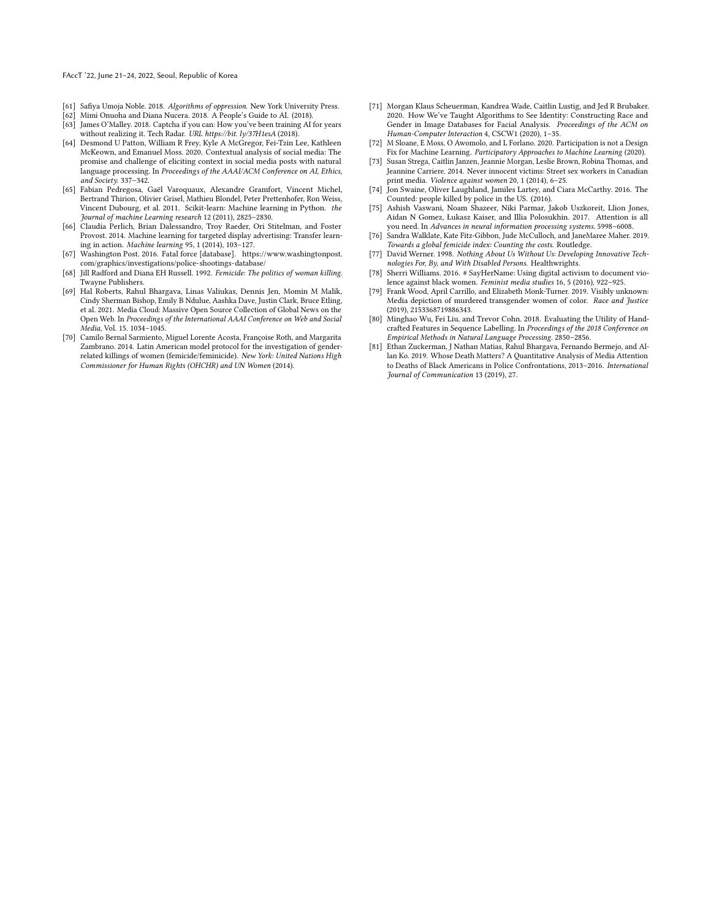[61] Safiya Umoja Noble. 2018. *Algorithms of oppression.* New York University Press.

[62] Mimi Onuoha and Diana Nucera. 2018. A People's Guide to AI. (2018).

[63] James O'Malley. 2018. Captcha if you can: How you've been training AI for years without realizing it. Tech Radar. *URL https://bit. ly/37H1esA* (2018).

[64] Desmond U Patton, William R Frey, Kyle A McGregor, Fei-Tzin Lee, Kathleen McKeown, and Emanuel Moss. 2020. Contextual analysis of social media: The promise and challenge of eliciting context in social media posts with natural language processing. In *Proceedings of the AAAI/ACM Conference on AI, Ethics, and Society.* 337–342.

[65] Fabian Pedregosa, Gaël Varoquaux, Alexandre Gramfort, Vincent Michel, Bertrand Thirion, Olivier Grisel, Mathieu Blondel, Peter Prettenhofer, Ron Weiss, Vincent Dubourg, et al. 2011. Scikit-learn: Machine learning in Python. *the Journal of machine Learning research* 12 (2011), 2825–2830.

[66] Claudia Perlich, Brian Dalessandro, Troy Raeder, Ori Stitelman, and Foster Provost. 2014. Machine learning for targeted display advertising: Transfer learning in action. *Machine learning* 95, 1 (2014), 103–127.

[67] Washington Post. 2016. Fatal force [database]. https://www.washingtonpost.com/graphics/investigations/police-shootings-database/

[68] Jill Radford and Diana EH Russell. 1992. *Femicide: The politics of woman killing.* Twayne Publishers.

[69] Hal Roberts, Rahul Bhargava, Linas Valiukas, Dennis Jen, Momin M Malik, Cindy Sherman Bishop, Emily B Ndulue, Aashka Dave, Justin Clark, Bruce Etling, et al. 2021. Media Cloud: Massive Open Source Collection of Global News on the Open Web. In *Proceedings of the International AAAI Conference on Web and Social Media*, Vol. 15. 1034–1045.

[70] Camilo Bernal Sarmiento, Miguel Lorente Acosta, Françoise Roth, and Margarita Zambrano. 2014. Latin American model protocol for the investigation of gender-related killings of women (femicide/feminicide). *New York: United Nations High Commissioner for Human Rights (OHCHR) and UN Women* (2014).

[71] Morgan Klaus Scheuerman, Kandrea Wade, Caitlin Lustig, and Jed R Brubaker. 2020. How We've Taught Algorithms to See Identity: Constructing Race and Gender in Image Databases for Facial Analysis. *Proceedings of the ACM on Human-Computer Interaction* 4, CSCW1 (2020), 1–35.

[72] M Sloane, E Moss, O Awomolo, and L Forlano. 2020. Participation is not a Design Fix for Machine Learning. *Participatory Approaches to Machine Learning* (2020).

[73] Susan Strega, Caitlin Janzen, Jeannie Morgan, Leslie Brown, Robina Thomas, and Jeannine Carriere. 2014. Never innocent victims: Street sex workers in Canadian print media. *Violence against women* 20, 1 (2014), 6–25.

[74] Jon Swaine, Oliver Laughland, Jamiles Lartey, and Ciara McCarthy. 2016. The Counted: people killed by police in the US. (2016).

[75] Ashish Vaswani, Noam Shazeer, Niki Parmar, Jakob Uszkoreit, Llion Jones, Aidan N Gomez, Łukasz Kaiser, and Illia Polosukhin. 2017. Attention is all you need. In *Advances in neural information processing systems.* 5998–6008.

[76] Sandra Walklate, Kate Fitz-Gibbon, Jude McCulloch, and JaneMaree Maher. 2019. *Towards a global femicide index: Counting the costs.* Routledge.

[77] David Werner. 1998. *Nothing About Us Without Us: Developing Innovative Technologies For, By, and With Disabled Persons.* Healthwrights.

[78] Sherri Williams. 2016. # SayHerName: Using digital activism to document violence against black women. *Feminist media studies* 16, 5 (2016), 922–925.

[79] Frank Wood, April Carrillo, and Elizabeth Monk-Turner. 2019. Visibly unknown: Media depiction of murdered transgender women of color. *Race and Justice* (2019), 2153368719886343.

[80] Minghao Wu, Fei Liu, and Trevor Cohn. 2018. Evaluating the Utility of Hand-crafted Features in Sequence Labelling. In *Proceedings of the 2018 Conference on Empirical Methods in Natural Language Processing.* 2850–2856.

[81] Ethan Zuckerman, J Nathan Matias, Rahul Bhargava, Fernando Bermejo, and Allan Ko. 2019. Whose Death Matters? A Quantitative Analysis of Media Attention to Deaths of Black Americans in Police Confrontations, 2013–2016. *International Journal of Communication* 13 (2019), 27.